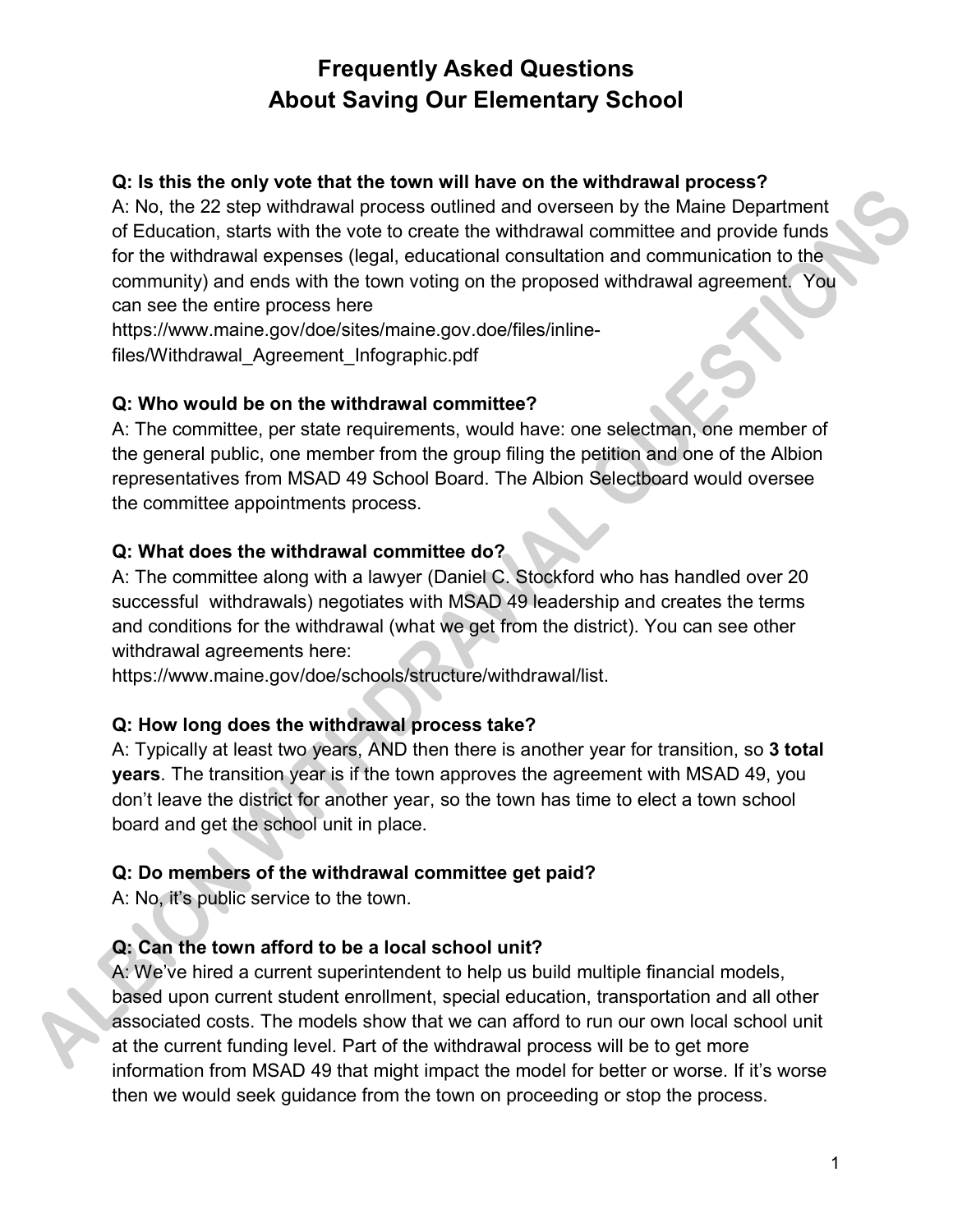# Frequently Asked Questions About Saving Our Elementary School

**Q: Is this the only vote that the town will have on the withdrawal process?**

A: No, the 22 step withdrawal process outlined and overseen by the Maine Department of Education, starts with the vote to create the withdrawal committee and provide funds for the withdrawal expenses (legal, educational consultation and communication to the community) and ends with the town voting on the proposed withdrawal agreement. You can see the entire process here https://www.maine.gov/doe/sites/maine.gov.doe/files/inline-files/Withdrawal_Agreement_Infographic.pdf

**Q: Who would be on the withdrawal committee?**

A: The committee, per state requirements, would have: one selectman, one member of the general public, one member from the group filing the petition and one of the Albion representatives from MSAD 49 School Board. The Albion Selectboard would oversee the committee appointments process.

**Q: What does the withdrawal committee do?**

A: The committee along with a lawyer (Daniel C. Stockford who has handled over 20 successful withdrawals) negotiates with MSAD 49 leadership and creates the terms and conditions for the withdrawal (what we get from the district). You can see other withdrawal agreements here: https://www.maine.gov/doe/schools/structure/withdrawal/list.

**Q: How long does the withdrawal process take?**

A: Typically at least two years, AND then there is another year for transition, so **3 total years**. The transition year is if the town approves the agreement with MSAD 49, you don't leave the district for another year, so the town has time to elect a town school board and get the school unit in place.

**Q: Do members of the withdrawal committee get paid?**

A: No, it's public service to the town.

**Q: Can the town afford to be a local school unit?**

A: We've hired a current superintendent to help us build multiple financial models, based upon current student enrollment, special education, transportation and all other associated costs. The models show that we can afford to run our own local school unit at the current funding level. Part of the withdrawal process will be to get more information from MSAD 49 that might impact the model for better or worse. If it's worse then we would seek guidance from the town on proceeding or stop the process.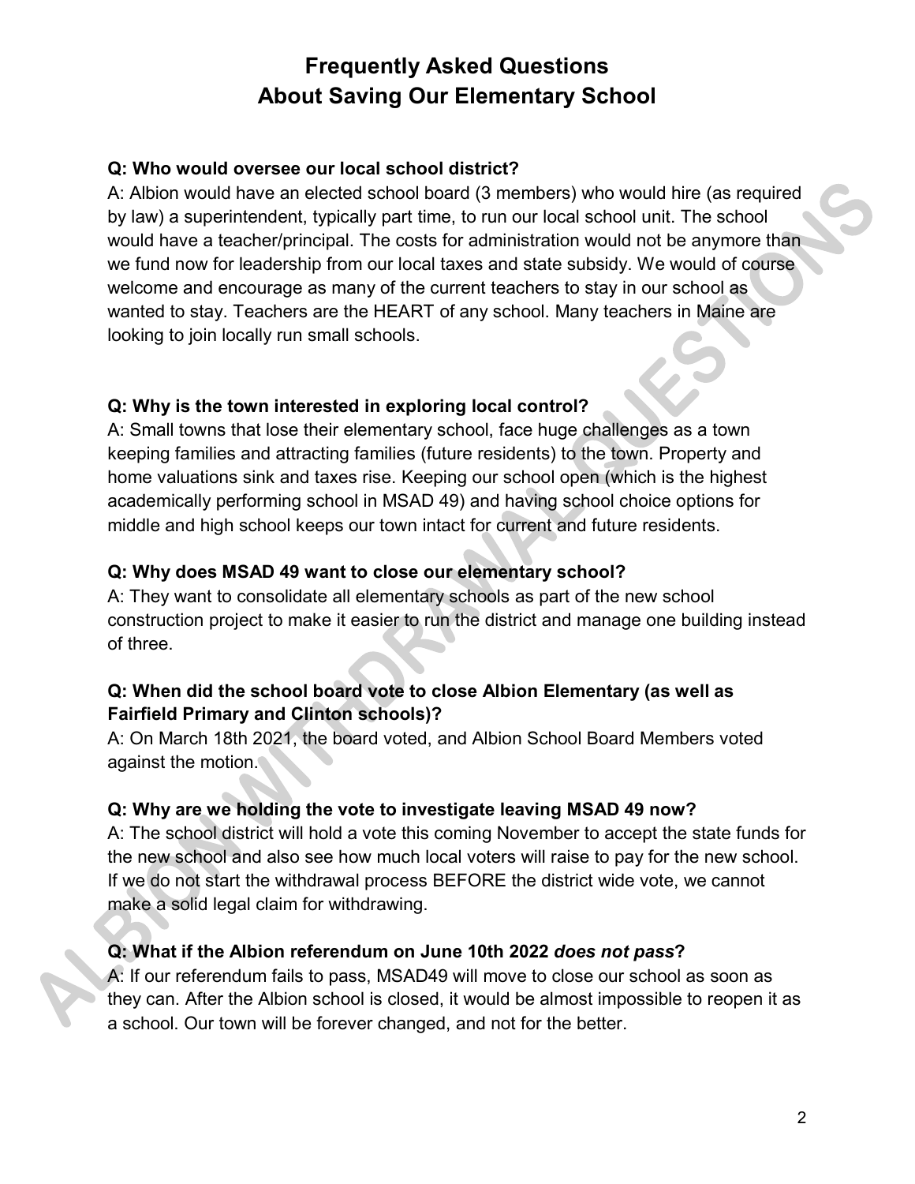# Frequently Asked Questions About Saving Our Elementary School

**Q: Who would oversee our local school district?**

A: Albion would have an elected school board (3 members) who would hire (as required by law) a superintendent, typically part time, to run our local school unit. The school would have a teacher/principal. The costs for administration would not be anymore than we fund now for leadership from our local taxes and state subsidy. We would of course welcome and encourage as many of the current teachers to stay in our school as wanted to stay. Teachers are the HEART of any school. Many teachers in Maine are looking to join locally run small schools.

**Q: Why is the town interested in exploring local control?**

A: Small towns that lose their elementary school, face huge challenges as a town keeping families and attracting families (future residents) to the town. Property and home valuations sink and taxes rise. Keeping our school open (which is the highest academically performing school in MSAD 49) and having school choice options for middle and high school keeps our town intact for current and future residents.

**Q: Why does MSAD 49 want to close our elementary school?**

A: They want to consolidate all elementary schools as part of the new school construction project to make it easier to run the district and manage one building instead of three.

**Q: When did the school board vote to close Albion Elementary (as well as Fairfield Primary and Clinton schools)?**

A: On March 18th 2021, the board voted, and Albion School Board Members voted against the motion.

**Q: Why are we holding the vote to investigate leaving MSAD 49 now?**

A: The school district will hold a vote this coming November to accept the state funds for the new school and also see how much local voters will raise to pay for the new school. If we do not start the withdrawal process BEFORE the district wide vote, we cannot make a solid legal claim for withdrawing.

**Q: What if the Albion referendum on June 10th 2022 *does not pass*?**

A: If our referendum fails to pass, MSAD49 will move to close our school as soon as they can. After the Albion school is closed, it would be almost impossible to reopen it as a school. Our town will be forever changed, and not for the better.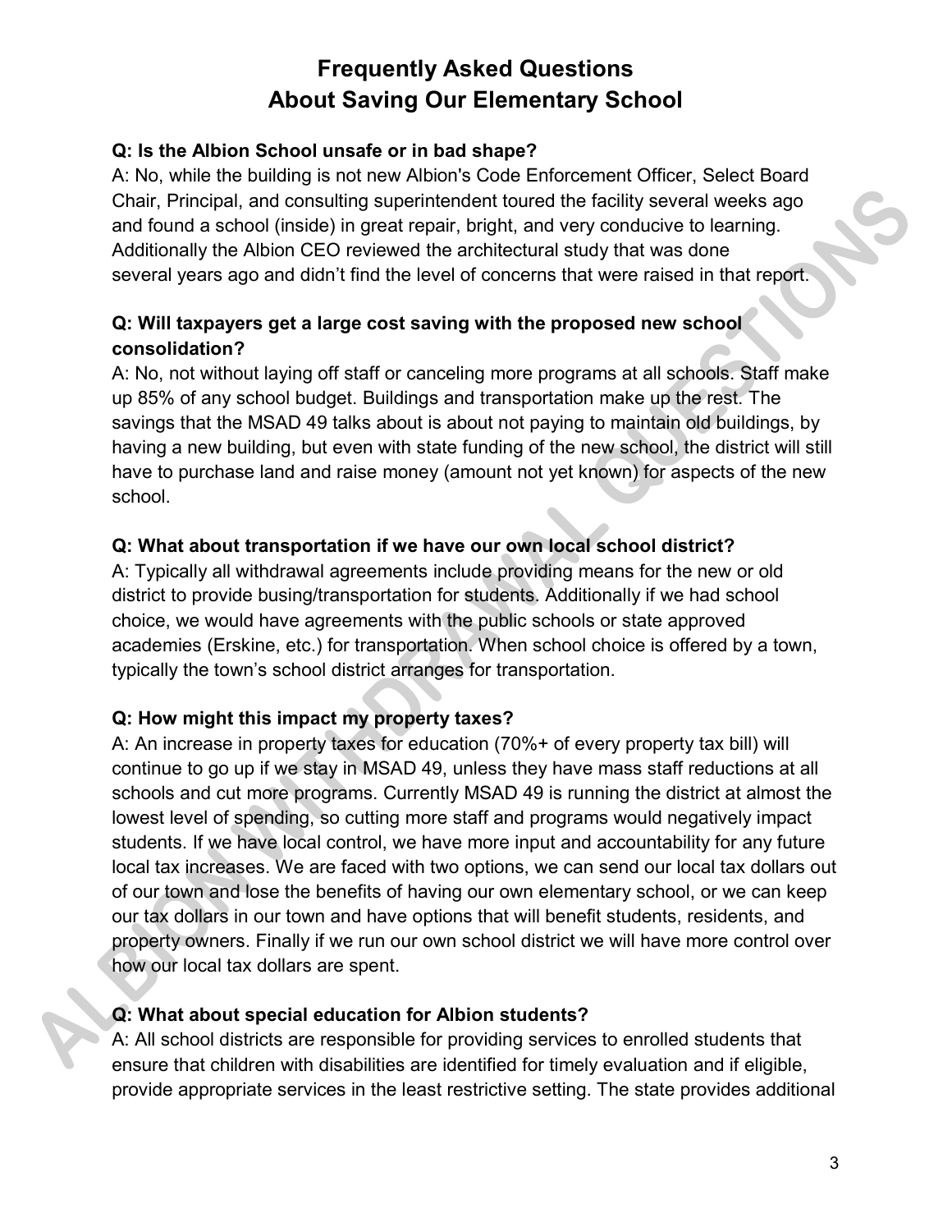# Frequently Asked Questions About Saving Our Elementary School

**Q: Is the Albion School unsafe or in bad shape?**

A: No, while the building is not new Albion's Code Enforcement Officer, Select Board Chair, Principal, and consulting superintendent toured the facility several weeks ago and found a school (inside) in great repair, bright, and very conducive to learning. Additionally the Albion CEO reviewed the architectural study that was done several years ago and didn't find the level of concerns that were raised in that report.

**Q: Will taxpayers get a large cost saving with the proposed new school consolidation?**

A: No, not without laying off staff or canceling more programs at all schools. Staff make up 85% of any school budget. Buildings and transportation make up the rest. The savings that the MSAD 49 talks about is about not paying to maintain old buildings, by having a new building, but even with state funding of the new school, the district will still have to purchase land and raise money (amount not yet known) for aspects of the new school.

**Q: What about transportation if we have our own local school district?**

A: Typically all withdrawal agreements include providing means for the new or old district to provide busing/transportation for students. Additionally if we had school choice, we would have agreements with the public schools or state approved academies (Erskine, etc.) for transportation. When school choice is offered by a town, typically the town's school district arranges for transportation.

**Q: How might this impact my property taxes?**

A: An increase in property taxes for education (70%+ of every property tax bill) will continue to go up if we stay in MSAD 49, unless they have mass staff reductions at all schools and cut more programs. Currently MSAD 49 is running the district at almost the lowest level of spending, so cutting more staff and programs would negatively impact students. If we have local control, we have more input and accountability for any future local tax increases. We are faced with two options, we can send our local tax dollars out of our town and lose the benefits of having our own elementary school, or we can keep our tax dollars in our town and have options that will benefit students, residents, and property owners. Finally if we run our own school district we will have more control over how our local tax dollars are spent.

**Q: What about special education for Albion students?**

A: All school districts are responsible for providing services to enrolled students that ensure that children with disabilities are identified for timely evaluation and if eligible, provide appropriate services in the least restrictive setting. The state provides additional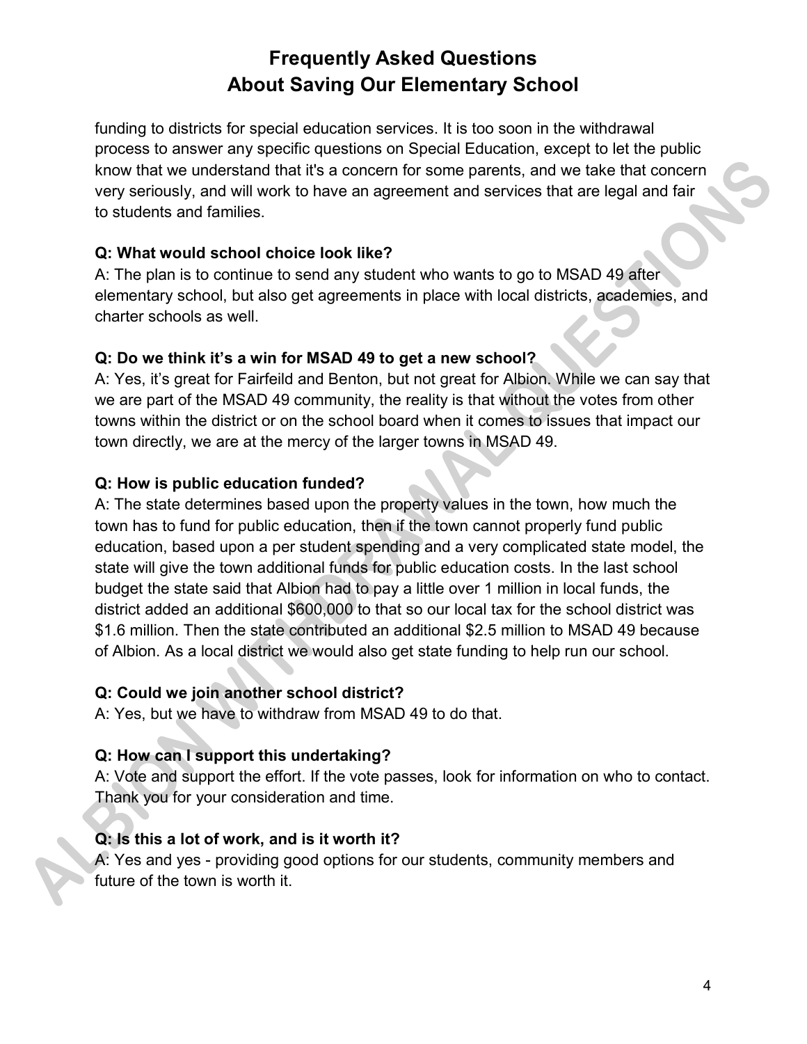funding to districts for special education services. It is too soon in the withdrawal process to answer any specific questions on Special Education, except to let the public know that we understand that it's a concern for some parents, and we take that concern very seriously, and will work to have an agreement and services that are legal and fair to students and families.

**Q: What would school choice look like?**
A: The plan is to continue to send any student who wants to go to MSAD 49 after elementary school, but also get agreements in place with local districts, academies, and charter schools as well.

**Q: Do we think it's a win for MSAD 49 to get a new school?**
A: Yes, it's great for Fairfeild and Benton, but not great for Albion. While we can say that we are part of the MSAD 49 community, the reality is that without the votes from other towns within the district or on the school board when it comes to issues that impact our town directly, we are at the mercy of the larger towns in MSAD 49.

**Q: How is public education funded?**
A: The state determines based upon the property values in the town, how much the town has to fund for public education, then if the town cannot properly fund public education, based upon a per student spending and a very complicated state model, the state will give the town additional funds for public education costs. In the last school budget the state said that Albion had to pay a little over 1 million in local funds, the district added an additional $600,000 to that so our local tax for the school district was $1.6 million. Then the state contributed an additional $2.5 million to MSAD 49 because of Albion. As a local district we would also get state funding to help run our school.

**Q: Could we join another school district?**
A: Yes, but we have to withdraw from MSAD 49 to do that.

**Q: How can I support this undertaking?**
A: Vote and support the effort. If the vote passes, look for information on who to contact. Thank you for your consideration and time.

**Q: Is this a lot of work, and is it worth it?**
A: Yes and yes - providing good options for our students, community members and future of the town is worth it.